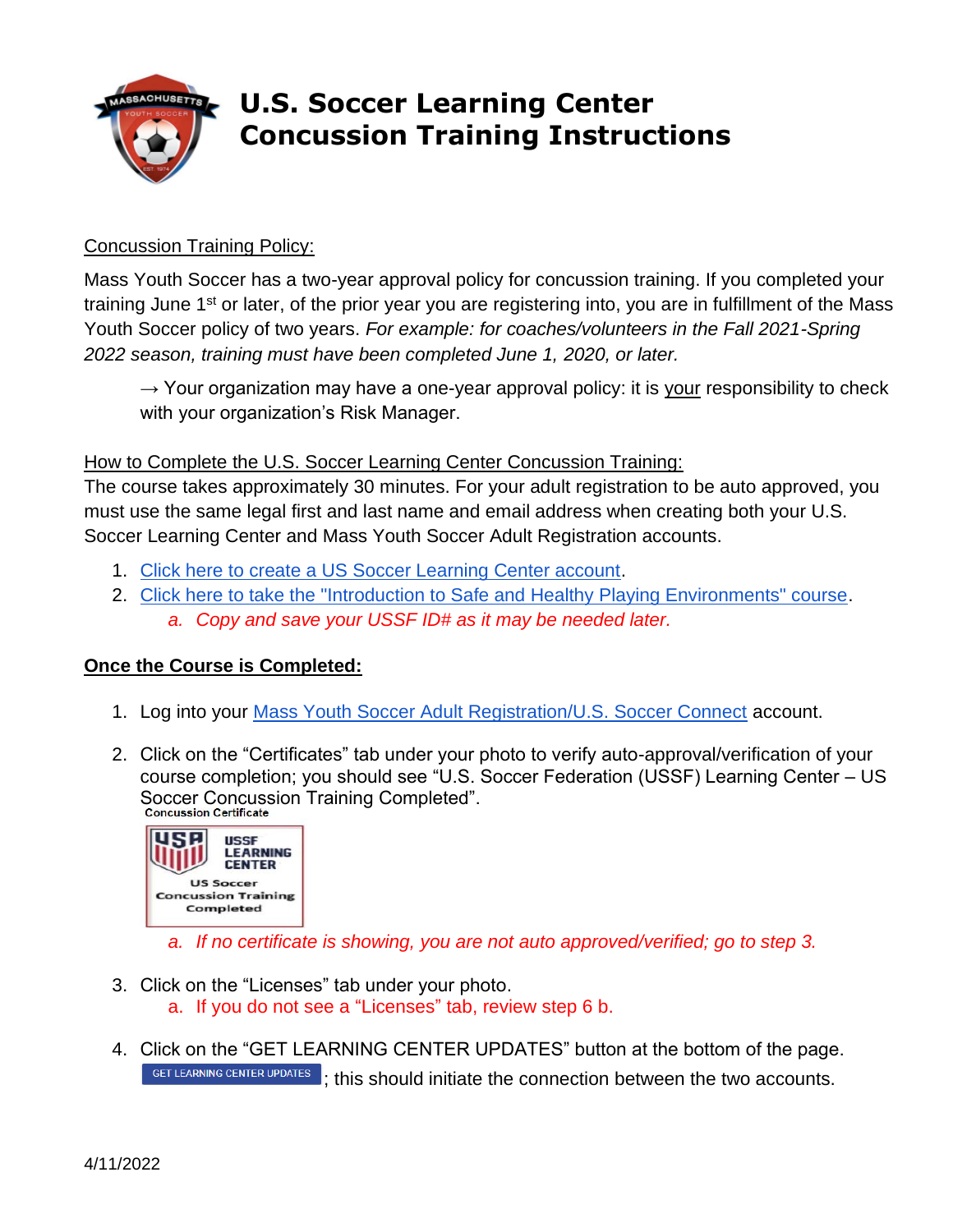# U.S. Soccer Learning Center Concussion Training Instructions

Concussion Training Policy:

Mass Youth Soccer has a two-year approval policy for concussion training. If you completed your training June 1st or later, of the prior year you are registering into, you are in fulfillment of the Mass Youth Soccer policy of two years. *For example: for coaches/volunteers in the Fall 2021-Spring 2022 season, training must have been completed June 1, 2020, or later.*

> → Your organization may have a one-year approval policy: it is your responsibility to check with your organization's Risk Manager.

How to Complete the U.S. Soccer Learning Center Concussion Training:

The course takes approximately 30 minutes. For your adult registration to be auto approved, you must use the same legal first and last name and email address when creating both your U.S. Soccer Learning Center and Mass Youth Soccer Adult Registration accounts.

1. Click here to create a US Soccer Learning Center account.
2. Click here to take the "Introduction to Safe and Healthy Playing Environments" course.
   a. *Copy and save your USSF ID# as it may be needed later.*

**Once the Course is Completed:**

1. Log into your Mass Youth Soccer Adult Registration/U.S. Soccer Connect account.
2. Click on the "Certificates" tab under your photo to verify auto-approval/verification of your course completion; you should see "U.S. Soccer Federation (USSF) Learning Center – US Soccer Concussion Training Completed".

   Concussion Certificate

   USSF LEARNING CENTER
   US Soccer Concussion Training Completed

   a. *If no certificate is showing, you are not auto approved/verified; go to step 3.*
3. Click on the "Licenses" tab under your photo.
   a. If you do not see a "Licenses" tab, review step 6 b.
4. Click on the "GET LEARNING CENTER UPDATES" button at the bottom of the page. GET LEARNING CENTER UPDATES; this should initiate the connection between the two accounts.

4/11/2022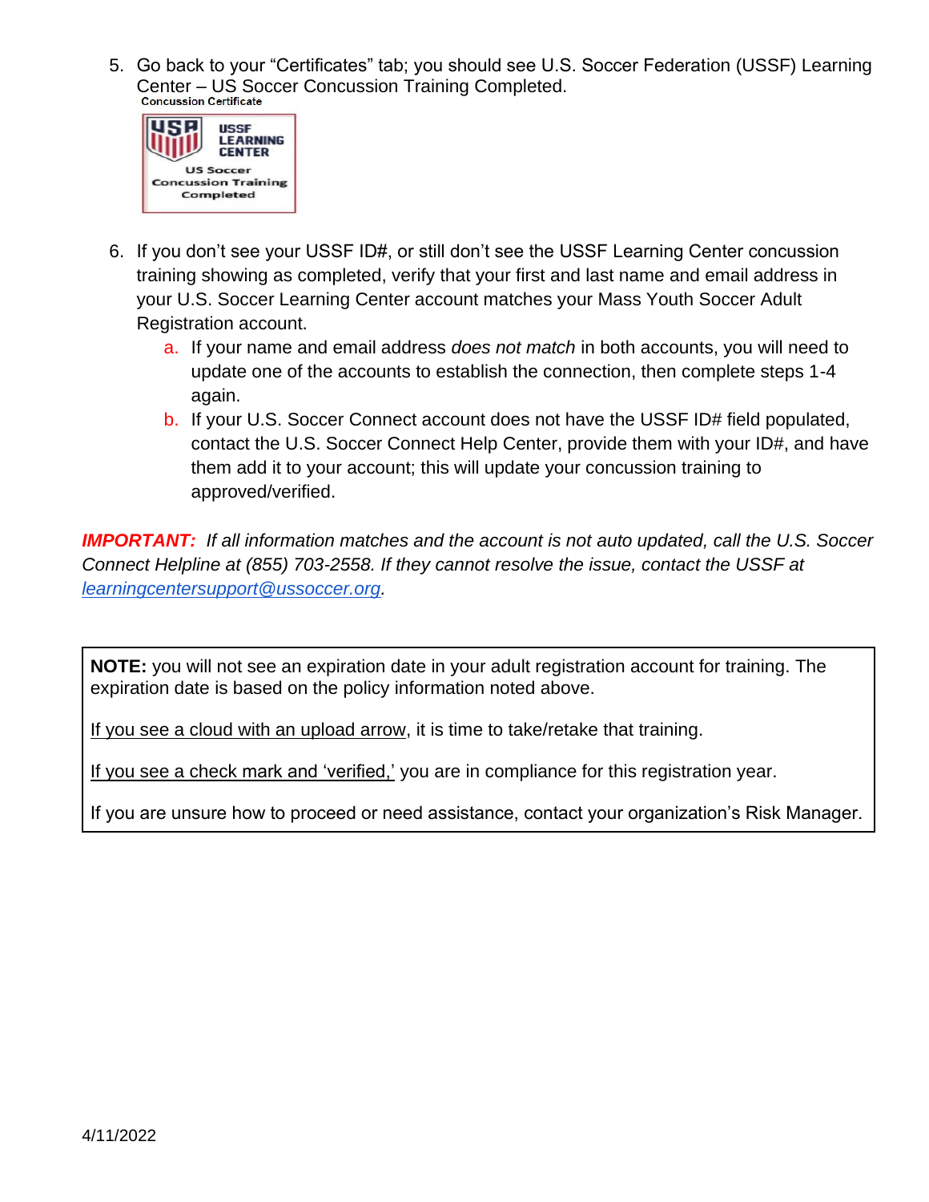5. Go back to your "Certificates" tab; you should see U.S. Soccer Federation (USSF) Learning Center – US Soccer Concussion Training Completed.

Concussion Certificate

USSF LEARNING CENTER
US Soccer Concussion Training Completed

6. If you don't see your USSF ID#, or still don't see the USSF Learning Center concussion training showing as completed, verify that your first and last name and email address in your U.S. Soccer Learning Center account matches your Mass Youth Soccer Adult Registration account.
   a. If your name and email address *does not match* in both accounts, you will need to update one of the accounts to establish the connection, then complete steps 1-4 again.
   b. If your U.S. Soccer Connect account does not have the USSF ID# field populated, contact the U.S. Soccer Connect Help Center, provide them with your ID#, and have them add it to your account; this will update your concussion training to approved/verified.

***IMPORTANT:*** *If all information matches and the account is not auto updated, call the U.S. Soccer Connect Helpline at (855) 703-2558. If they cannot resolve the issue, contact the USSF at [learningcentersupport@ussoccer.org](mailto:learningcentersupport@ussoccer.org).*

---

**NOTE:** you will not see an expiration date in your adult registration account for training. The expiration date is based on the policy information noted above.

<u>If you see a cloud with an upload arrow</u>, it is time to take/retake that training.

<u>If you see a check mark and 'verified,'</u> you are in compliance for this registration year.

If you are unsure how to proceed or need assistance, contact your organization's Risk Manager.

---

4/11/2022